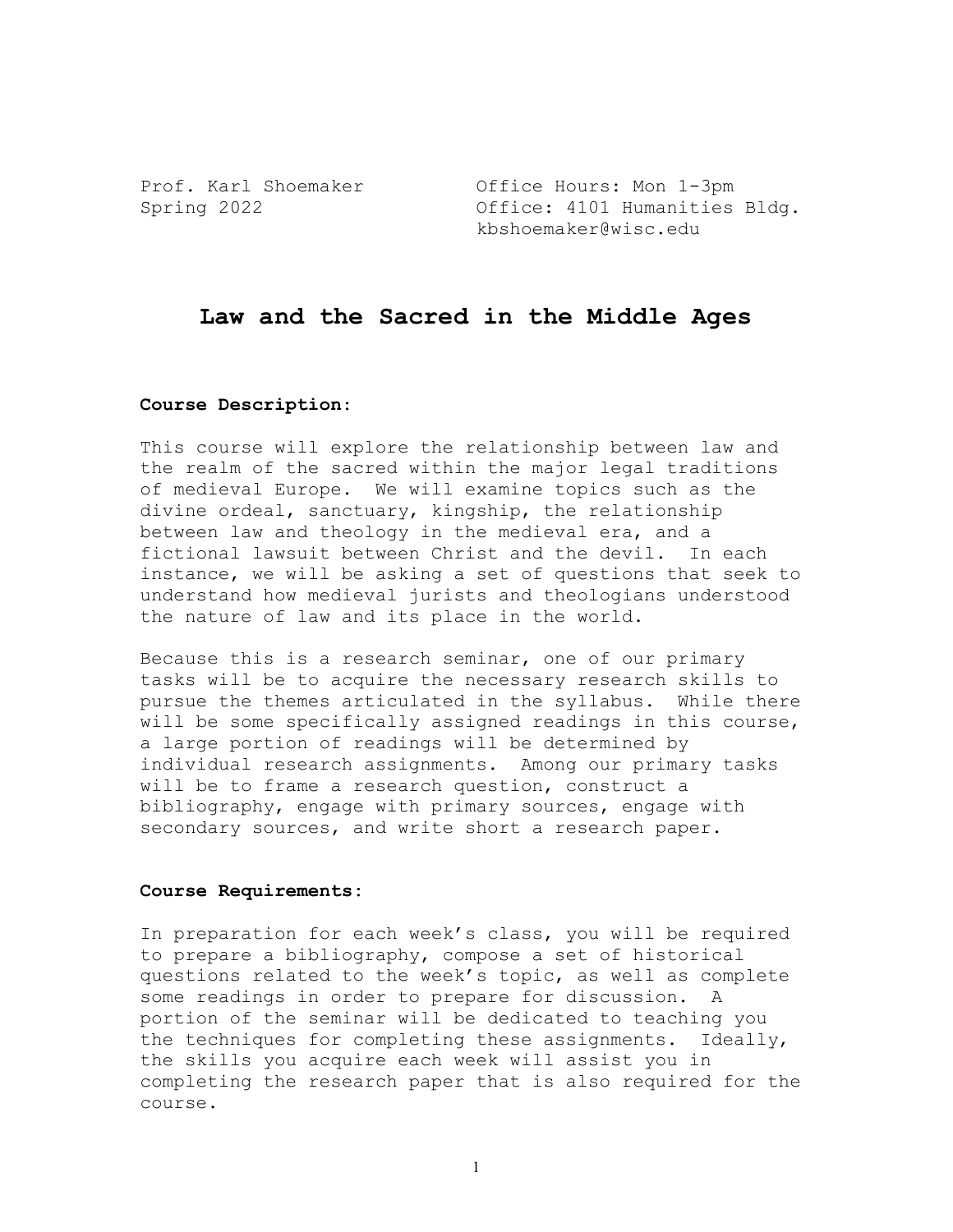Prof. Karl Shoemaker
Spring 2022

Office Hours: Mon 1-3pm
Office: 4101 Humanities Bldg.
kbshoemaker@wisc.edu

# Law and the Sacred in the Middle Ages

**Course Description:**

This course will explore the relationship between law and the realm of the sacred within the major legal traditions of medieval Europe. We will examine topics such as the divine ordeal, sanctuary, kingship, the relationship between law and theology in the medieval era, and a fictional lawsuit between Christ and the devil. In each instance, we will be asking a set of questions that seek to understand how medieval jurists and theologians understood the nature of law and its place in the world.

Because this is a research seminar, one of our primary tasks will be to acquire the necessary research skills to pursue the themes articulated in the syllabus. While there will be some specifically assigned readings in this course, a large portion of readings will be determined by individual research assignments. Among our primary tasks will be to frame a research question, construct a bibliography, engage with primary sources, engage with secondary sources, and write short a research paper.

**Course Requirements:**

In preparation for each week's class, you will be required to prepare a bibliography, compose a set of historical questions related to the week's topic, as well as complete some readings in order to prepare for discussion. A portion of the seminar will be dedicated to teaching you the techniques for completing these assignments. Ideally, the skills you acquire each week will assist you in completing the research paper that is also required for the course.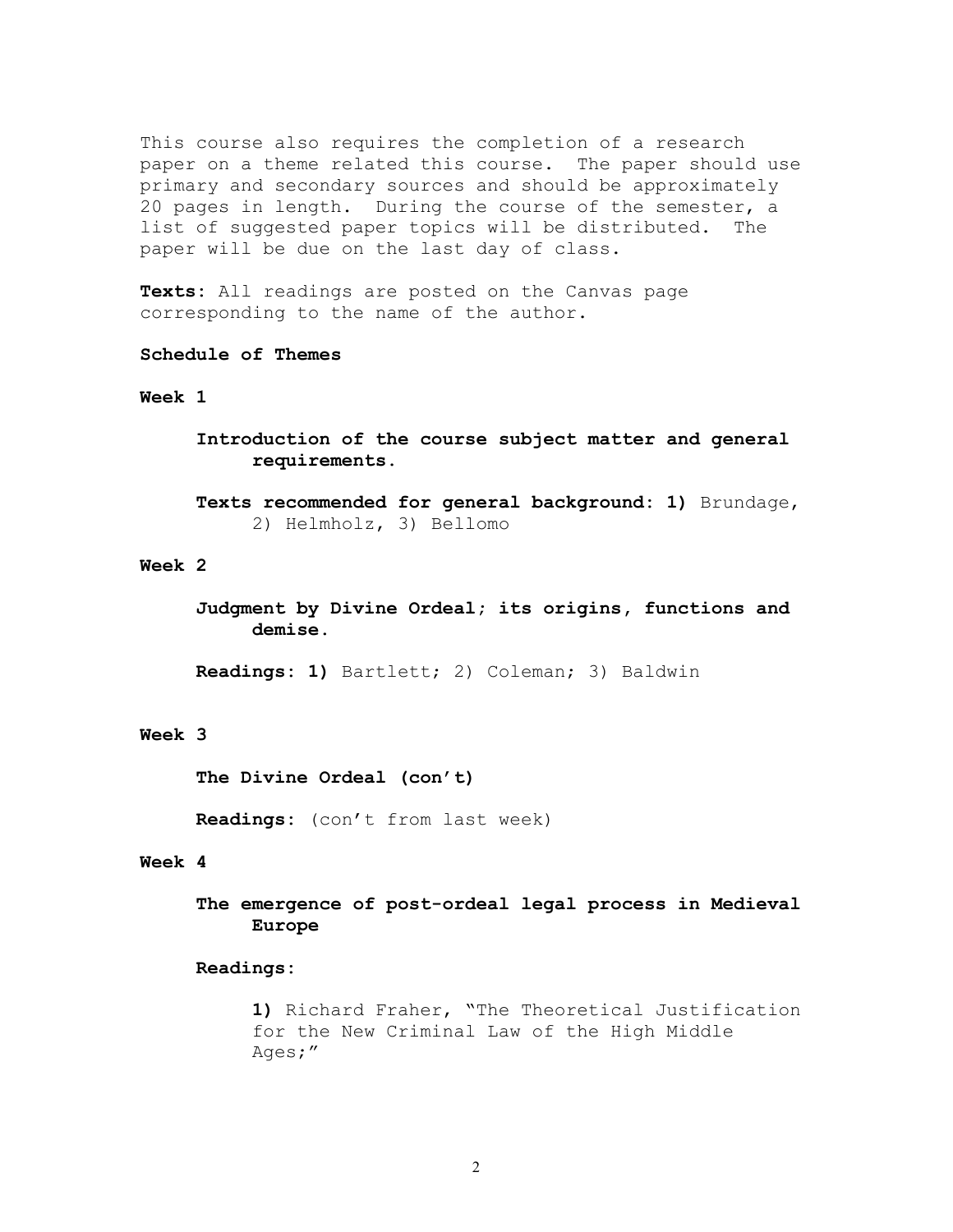This course also requires the completion of a research paper on a theme related this course. The paper should use primary and secondary sources and should be approximately 20 pages in length. During the course of the semester, a list of suggested paper topics will be distributed. The paper will be due on the last day of class.

**Texts**: All readings are posted on the Canvas page corresponding to the name of the author.

**Schedule of Themes**

**Week 1**

**Introduction of the course subject matter and general requirements.**

**Texts recommended for general background: 1)** Brundage, 2) Helmholz, 3) Bellomo

**Week 2**

**Judgment by Divine Ordeal; its origins, functions and demise.**

**Readings: 1)** Bartlett; 2) Coleman; 3) Baldwin

**Week 3**

**The Divine Ordeal (con't)**

**Readings**: (con't from last week)

**Week 4**

**The emergence of post-ordeal legal process in Medieval Europe**

**Readings**:

**1)** Richard Fraher, "The Theoretical Justification for the New Criminal Law of the High Middle Ages;"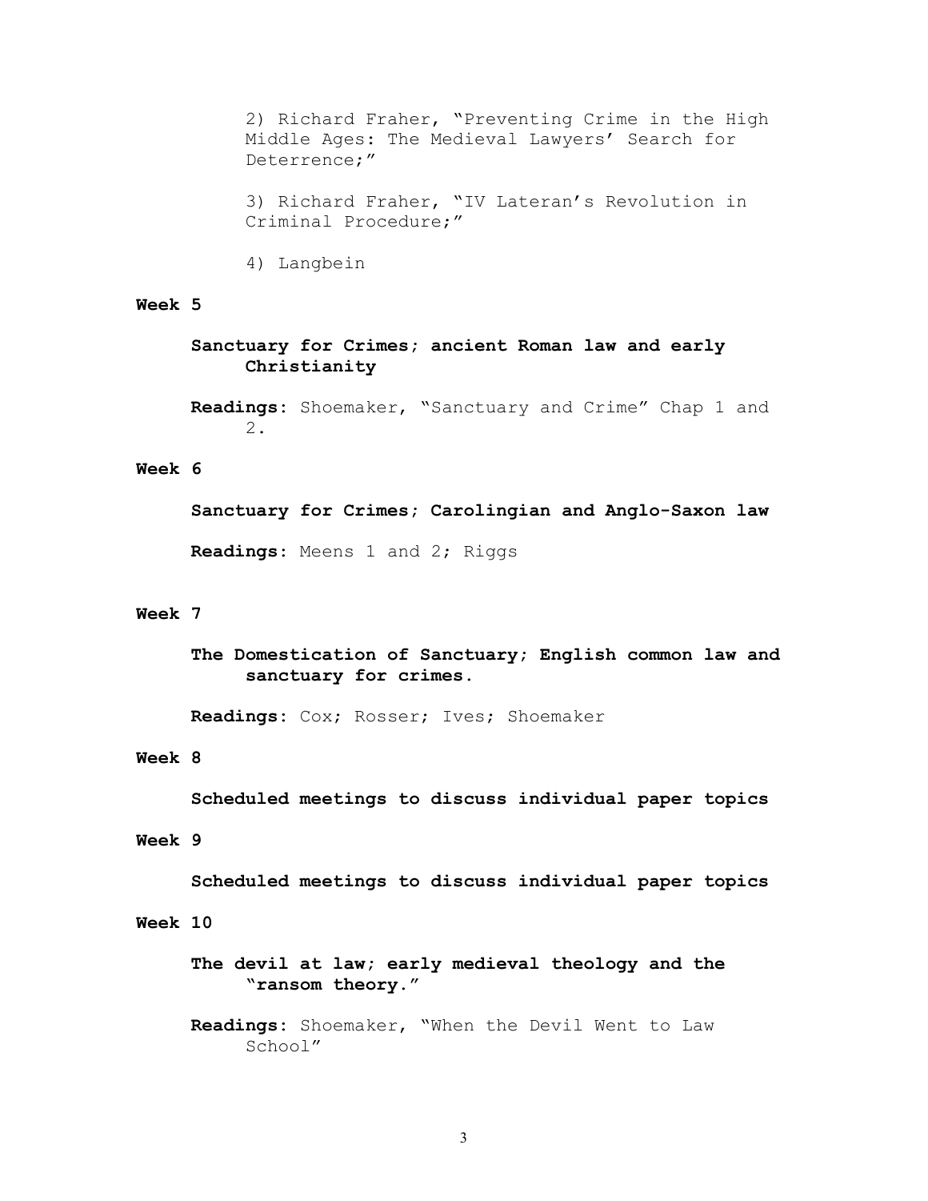2) Richard Fraher, "Preventing Crime in the High Middle Ages: The Medieval Lawyers' Search for Deterrence;"

3) Richard Fraher, "IV Lateran's Revolution in Criminal Procedure;"

4) Langbein

**Week 5**

**Sanctuary for Crimes; ancient Roman law and early Christianity**

**Readings**: Shoemaker, "Sanctuary and Crime" Chap 1 and 2.

**Week 6**

**Sanctuary for Crimes; Carolingian and Anglo-Saxon law**

**Readings**: Meens 1 and 2; Riggs

**Week 7**

**The Domestication of Sanctuary; English common law and sanctuary for crimes.**

**Readings**: Cox; Rosser; Ives; Shoemaker

**Week 8**

**Scheduled meetings to discuss individual paper topics**

**Week 9**

**Scheduled meetings to discuss individual paper topics**

**Week 10**

**The devil at law; early medieval theology and the "ransom theory."**

**Readings**: Shoemaker, "When the Devil Went to Law School"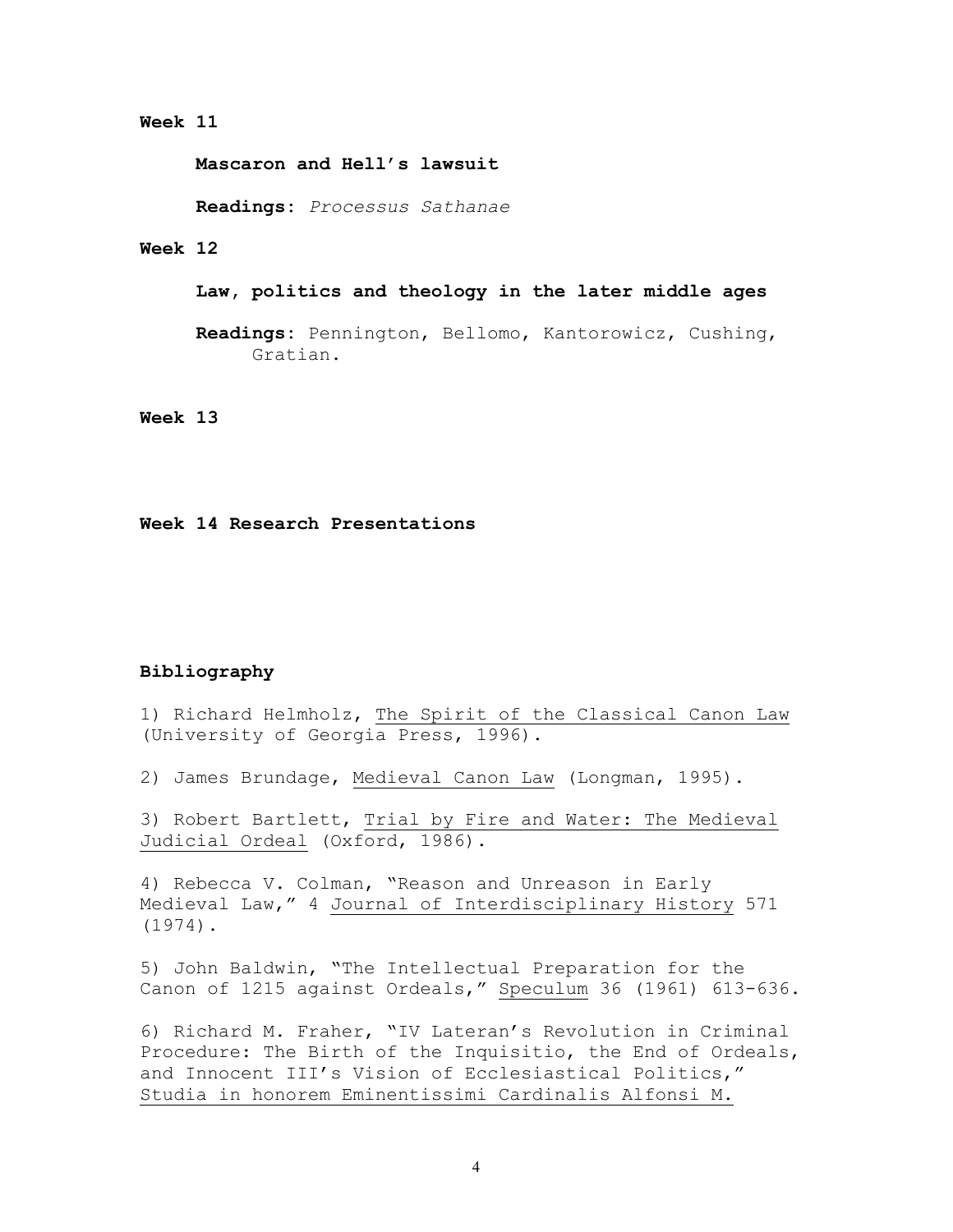**Week 11**

**Mascaron and Hell's lawsuit**

**Readings**: *Processus Sathanae*

**Week 12**

**Law, politics and theology in the later middle ages**

**Readings**: Pennington, Bellomo, Kantorowicz, Cushing, Gratian.

**Week 13**

**Week 14 Research Presentations**

## Bibliography

1) Richard Helmholz, The Spirit of the Classical Canon Law (University of Georgia Press, 1996).

2) James Brundage, Medieval Canon Law (Longman, 1995).

3) Robert Bartlett, Trial by Fire and Water: The Medieval Judicial Ordeal (Oxford, 1986).

4) Rebecca V. Colman, "Reason and Unreason in Early Medieval Law," 4 Journal of Interdisciplinary History 571 (1974).

5) John Baldwin, "The Intellectual Preparation for the Canon of 1215 against Ordeals," Speculum 36 (1961) 613-636.

6) Richard M. Fraher, "IV Lateran's Revolution in Criminal Procedure: The Birth of the Inquisitio, the End of Ordeals, and Innocent III's Vision of Ecclesiastical Politics," Studia in honorem Eminentissimi Cardinalis Alfonsi M.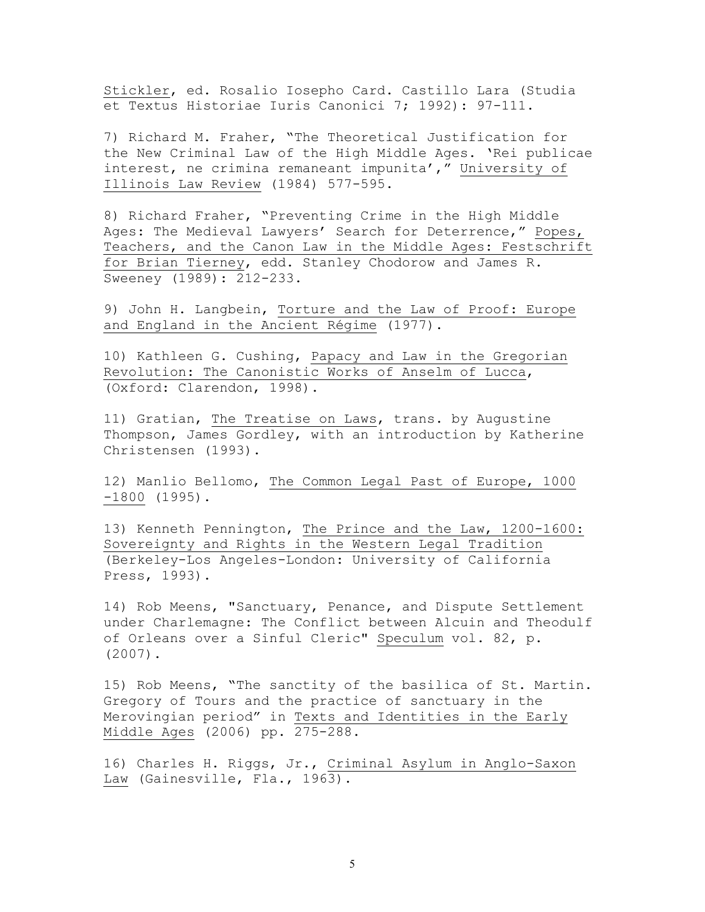Stickler, ed. Rosalio Iosepho Card. Castillo Lara (Studia et Textus Historiae Iuris Canonici 7; 1992): 97-111.

7) Richard M. Fraher, "The Theoretical Justification for the New Criminal Law of the High Middle Ages. 'Rei publicae interest, ne crimina remaneant impunita'," University of Illinois Law Review (1984) 577-595.

8) Richard Fraher, "Preventing Crime in the High Middle Ages: The Medieval Lawyers' Search for Deterrence," Popes, Teachers, and the Canon Law in the Middle Ages: Festschrift for Brian Tierney, edd. Stanley Chodorow and James R. Sweeney (1989): 212-233.

9) John H. Langbein, Torture and the Law of Proof: Europe and England in the Ancient Régime (1977).

10) Kathleen G. Cushing, Papacy and Law in the Gregorian Revolution: The Canonistic Works of Anselm of Lucca, (Oxford: Clarendon, 1998).

11) Gratian, The Treatise on Laws, trans. by Augustine Thompson, James Gordley, with an introduction by Katherine Christensen (1993).

12) Manlio Bellomo, The Common Legal Past of Europe, 1000 -1800 (1995).

13) Kenneth Pennington, The Prince and the Law, 1200-1600: Sovereignty and Rights in the Western Legal Tradition (Berkeley-Los Angeles-London: University of California Press, 1993).

14) Rob Meens, "Sanctuary, Penance, and Dispute Settlement under Charlemagne: The Conflict between Alcuin and Theodulf of Orleans over a Sinful Cleric" Speculum vol. 82, p. (2007).

15) Rob Meens, "The sanctity of the basilica of St. Martin. Gregory of Tours and the practice of sanctuary in the Merovingian period" in Texts and Identities in the Early Middle Ages (2006) pp. 275-288.

16) Charles H. Riggs, Jr., Criminal Asylum in Anglo-Saxon Law (Gainesville, Fla., 1963).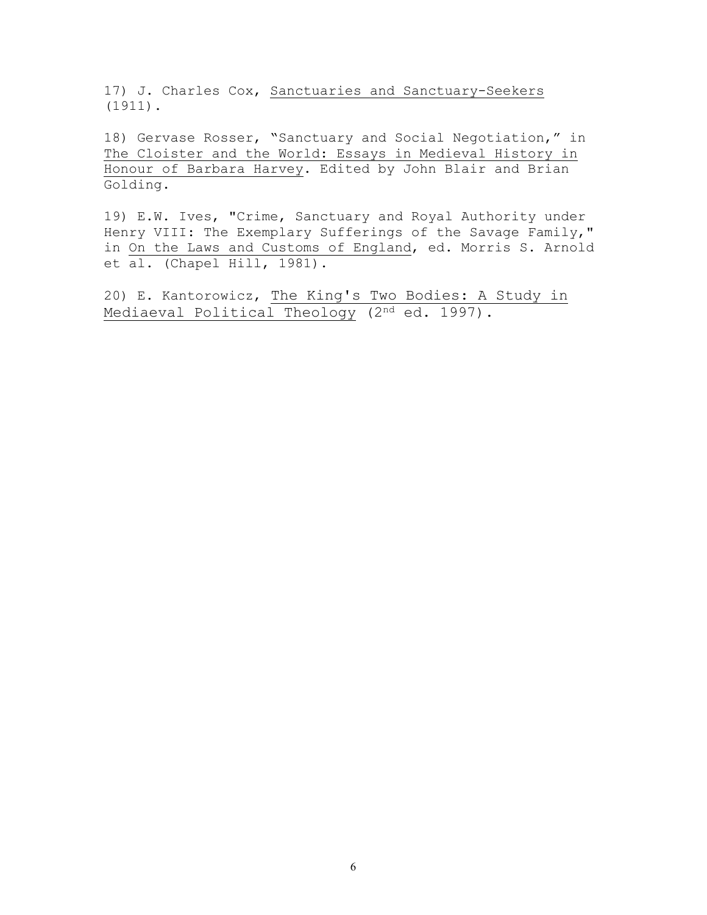17) J. Charles Cox, Sanctuaries and Sanctuary-Seekers (1911).

18) Gervase Rosser, "Sanctuary and Social Negotiation," in The Cloister and the World: Essays in Medieval History in Honour of Barbara Harvey. Edited by John Blair and Brian Golding.

19) E.W. Ives, "Crime, Sanctuary and Royal Authority under Henry VIII: The Exemplary Sufferings of the Savage Family," in On the Laws and Customs of England, ed. Morris S. Arnold et al. (Chapel Hill, 1981).

20) E. Kantorowicz, The King's Two Bodies: A Study in Mediaeval Political Theology (2nd ed. 1997).